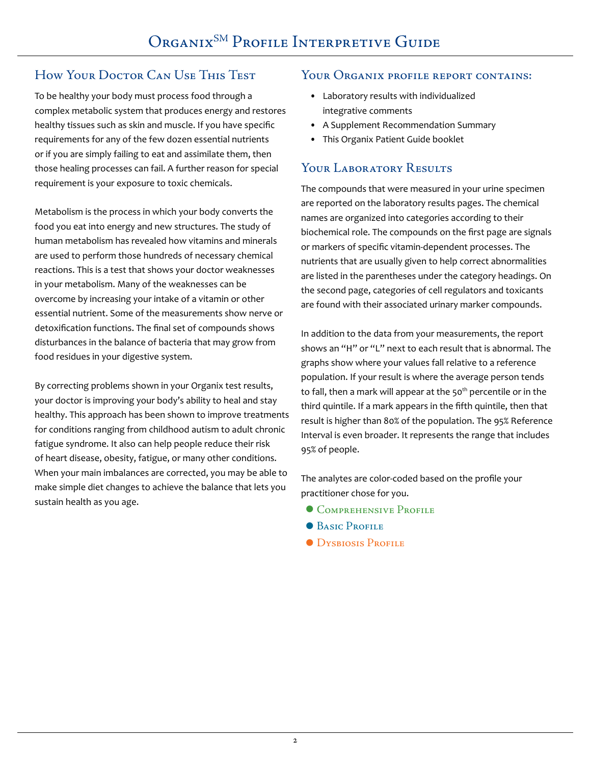# Organix$^{SM}$ Profile Interpretive Guide

## How Your Doctor Can Use This Test

To be healthy your body must process food through a complex metabolic system that produces energy and restores healthy tissues such as skin and muscle. If you have specific requirements for any of the few dozen essential nutrients or if you are simply failing to eat and assimilate them, then those healing processes can fail. A further reason for special requirement is your exposure to toxic chemicals.

Metabolism is the process in which your body converts the food you eat into energy and new structures. The study of human metabolism has revealed how vitamins and minerals are used to perform those hundreds of necessary chemical reactions. This is a test that shows your doctor weaknesses in your metabolism. Many of the weaknesses can be overcome by increasing your intake of a vitamin or other essential nutrient. Some of the measurements show nerve or detoxification functions. The final set of compounds shows disturbances in the balance of bacteria that may grow from food residues in your digestive system.

By correcting problems shown in your Organix test results, your doctor is improving your body's ability to heal and stay healthy. This approach has been shown to improve treatments for conditions ranging from childhood autism to adult chronic fatigue syndrome. It also can help people reduce their risk of heart disease, obesity, fatigue, or many other conditions. When your main imbalances are corrected, you may be able to make simple diet changes to achieve the balance that lets you sustain health as you age.

## Your Organix profile report contains:

- Laboratory results with individualized integrative comments
- A Supplement Recommendation Summary
- This Organix Patient Guide booklet

## Your Laboratory Results

The compounds that were measured in your urine specimen are reported on the laboratory results pages. The chemical names are organized into categories according to their biochemical role. The compounds on the first page are signals or markers of specific vitamin-dependent processes. The nutrients that are usually given to help correct abnormalities are listed in the parentheses under the category headings. On the second page, categories of cell regulators and toxicants are found with their associated urinary marker compounds.

In addition to the data from your measurements, the report shows an "H" or "L" next to each result that is abnormal. The graphs show where your values fall relative to a reference population. If your result is where the average person tends to fall, then a mark will appear at the 50$^{th}$ percentile or in the third quintile. If a mark appears in the fifth quintile, then that result is higher than 80% of the population. The 95% Reference Interval is even broader. It represents the range that includes 95% of people.

The analytes are color-coded based on the profile your practitioner chose for you.

- Comprehensive Profile
- Basic Profile
- Dysbiosis Profile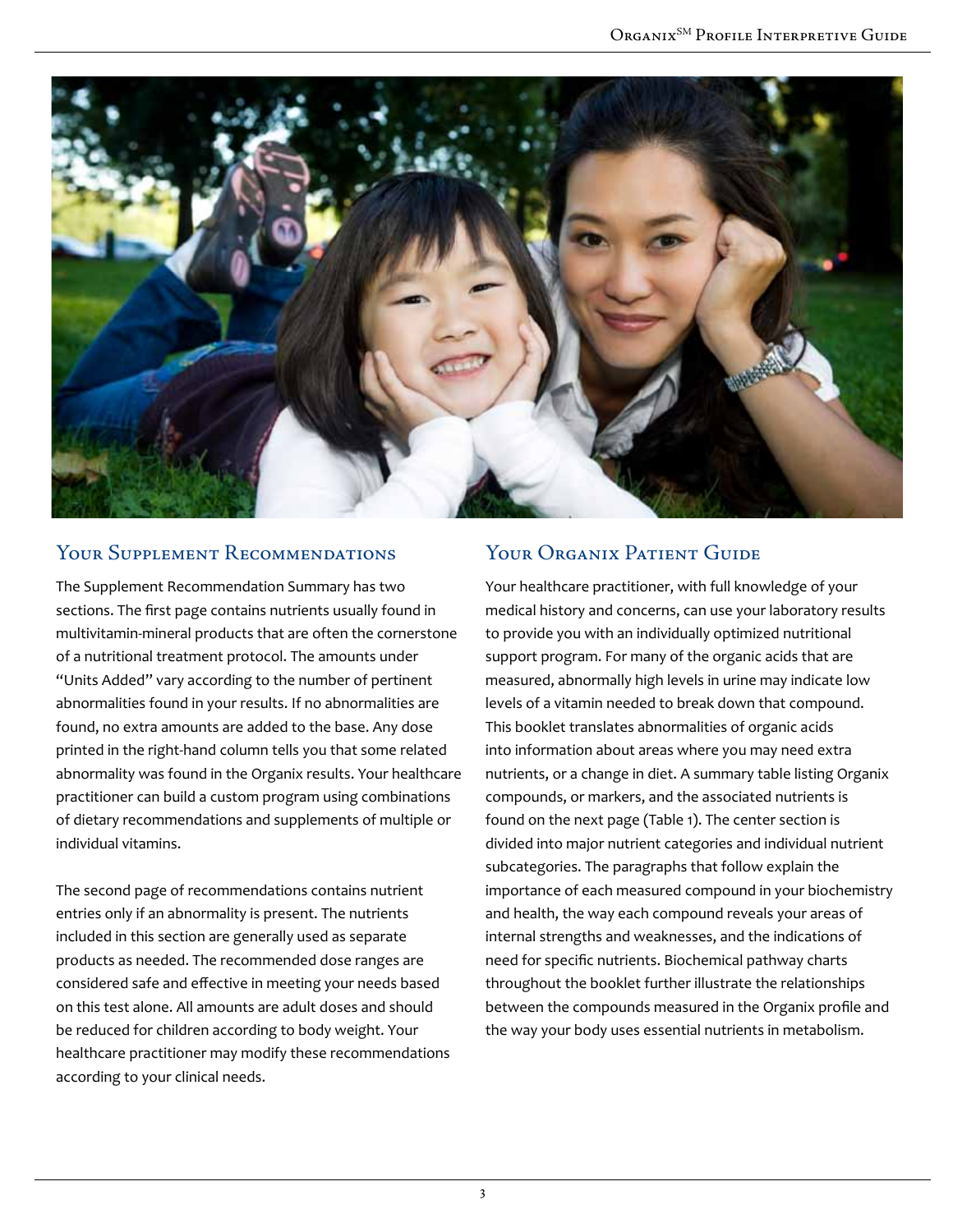## Your Supplement Recommendations

The Supplement Recommendation Summary has two sections. The first page contains nutrients usually found in multivitamin-mineral products that are often the cornerstone of a nutritional treatment protocol. The amounts under "Units Added" vary according to the number of pertinent abnormalities found in your results. If no abnormalities are found, no extra amounts are added to the base. Any dose printed in the right-hand column tells you that some related abnormality was found in the Organix results. Your healthcare practitioner can build a custom program using combinations of dietary recommendations and supplements of multiple or individual vitamins.

The second page of recommendations contains nutrient entries only if an abnormality is present. The nutrients included in this section are generally used as separate products as needed. The recommended dose ranges are considered safe and effective in meeting your needs based on this test alone. All amounts are adult doses and should be reduced for children according to body weight. Your healthcare practitioner may modify these recommendations according to your clinical needs.

## Your Organix Patient Guide

Your healthcare practitioner, with full knowledge of your medical history and concerns, can use your laboratory results to provide you with an individually optimized nutritional support program. For many of the organic acids that are measured, abnormally high levels in urine may indicate low levels of a vitamin needed to break down that compound. This booklet translates abnormalities of organic acids into information about areas where you may need extra nutrients, or a change in diet. A summary table listing Organix compounds, or markers, and the associated nutrients is found on the next page (Table 1). The center section is divided into major nutrient categories and individual nutrient subcategories. The paragraphs that follow explain the importance of each measured compound in your biochemistry and health, the way each compound reveals your areas of internal strengths and weaknesses, and the indications of need for specific nutrients. Biochemical pathway charts throughout the booklet further illustrate the relationships between the compounds measured in the Organix profile and the way your body uses essential nutrients in metabolism.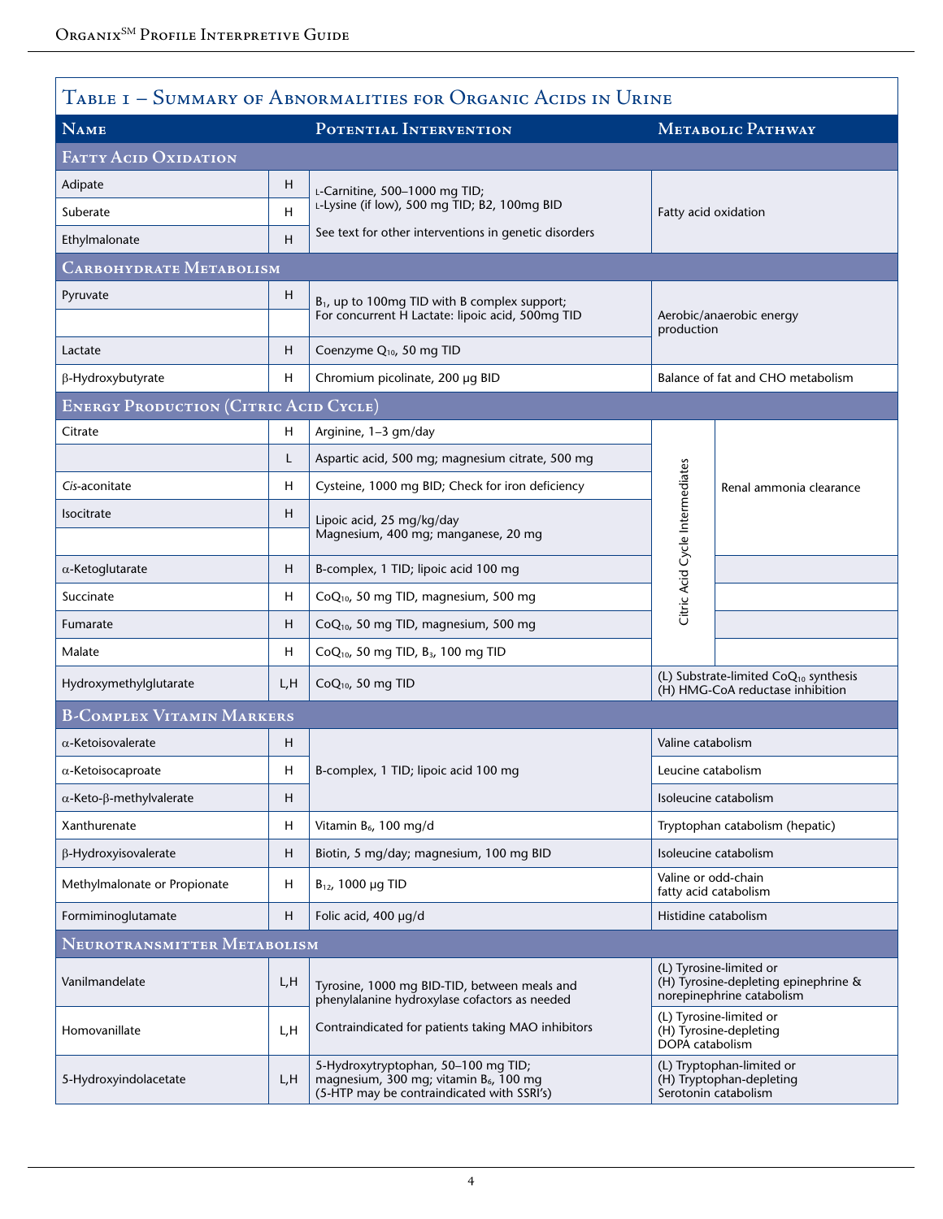## Table 1 – Summary of Abnormalities for Organic Acids in Urine

| Name | | Potential Intervention | Metabolic Pathway | |
|---|---|---|---|---|
| **Fatty Acid Oxidation** | | | | |
| Adipate | H | L-Carnitine, 500–1000 mg TID; L-Lysine (if low), 500 mg TID; B2, 100mg BID See text for other interventions in genetic disorders | Fatty acid oxidation | |
| Suberate | H | | | |
| Ethylmalonate | H | | | |
| **Carbohydrate Metabolism** | | | | |
| Pyruvate | H | $B_1$, up to 100mg TID with B complex support; For concurrent H Lactate: lipoic acid, 500mg TID | Aerobic/anaerobic energy production | |
| | | | | |
| Lactate | H | Coenzyme $Q_{10}$, 50 mg TID | | |
| β-Hydroxybutyrate | H | Chromium picolinate, 200 µg BID | Balance of fat and CHO metabolism | |
| **Energy Production (Citric Acid Cycle)** | | | | |
| Citrate | H | Arginine, 1–3 gm/day | Citric Acid Cycle Intermediates | Renal ammonia clearance |
| | L | Aspartic acid, 500 mg; magnesium citrate, 500 mg | | |
| *Cis*-aconitate | H | Cysteine, 1000 mg BID; Check for iron deficiency | | |
| Isocitrate | H | Lipoic acid, 25 mg/kg/day Magnesium, 400 mg; manganese, 20 mg | | |
| | | | | |
| α-Ketoglutarate | H | B-complex, 1 TID; lipoic acid 100 mg | | |
| Succinate | H | $CoQ_{10}$, 50 mg TID, magnesium, 500 mg | | |
| Fumarate | H | $CoQ_{10}$, 50 mg TID, magnesium, 500 mg | | |
| Malate | H | $CoQ_{10}$, 50 mg TID, $B_3$, 100 mg TID | | |
| Hydroxymethylglutarate | L,H | $CoQ_{10}$, 50 mg TID | (L) Substrate-limited $CoQ_{10}$ synthesis (H) HMG-CoA reductase inhibition | |
| **B-Complex Vitamin Markers** | | | | |
| α-Ketoisovalerate | H | B-complex, 1 TID; lipoic acid 100 mg | Valine catabolism | |
| α-Ketoisocaproate | H | | Leucine catabolism | |
| α-Keto-β-methylvalerate | H | | Isoleucine catabolism | |
| Xanthurenate | H | Vitamin $B_6$, 100 mg/d | Tryptophan catabolism (hepatic) | |
| β-Hydroxyisovalerate | H | Biotin, 5 mg/day; magnesium, 100 mg BID | Isoleucine catabolism | |
| Methylmalonate or Propionate | H | $B_{12}$, 1000 µg TID | Valine or odd-chain fatty acid catabolism | |
| Formiminoglutamate | H | Folic acid, 400 µg/d | Histidine catabolism | |
| **Neurotransmitter Metabolism** | | | | |
| Vanilmandelate | L,H | Tyrosine, 1000 mg BID-TID, between meals and phenylalanine hydroxylase cofactors as needed Contraindicated for patients taking MAO inhibitors | (L) Tyrosine-limited or (H) Tyrosine-depleting epinephrine & norepinephrine catabolism | |
| Homovanillate | L,H | | (L) Tyrosine-limited or (H) Tyrosine-depleting DOPA catabolism | |
| 5-Hydroxyindolacetate | L,H | 5-Hydroxytryptophan, 50–100 mg TID; magnesium, 300 mg; vitamin $B_6$, 100 mg (5-HTP may be contraindicated with SSRI's) | (L) Tryptophan-limited or (H) Tryptophan-depleting Serotonin catabolism | |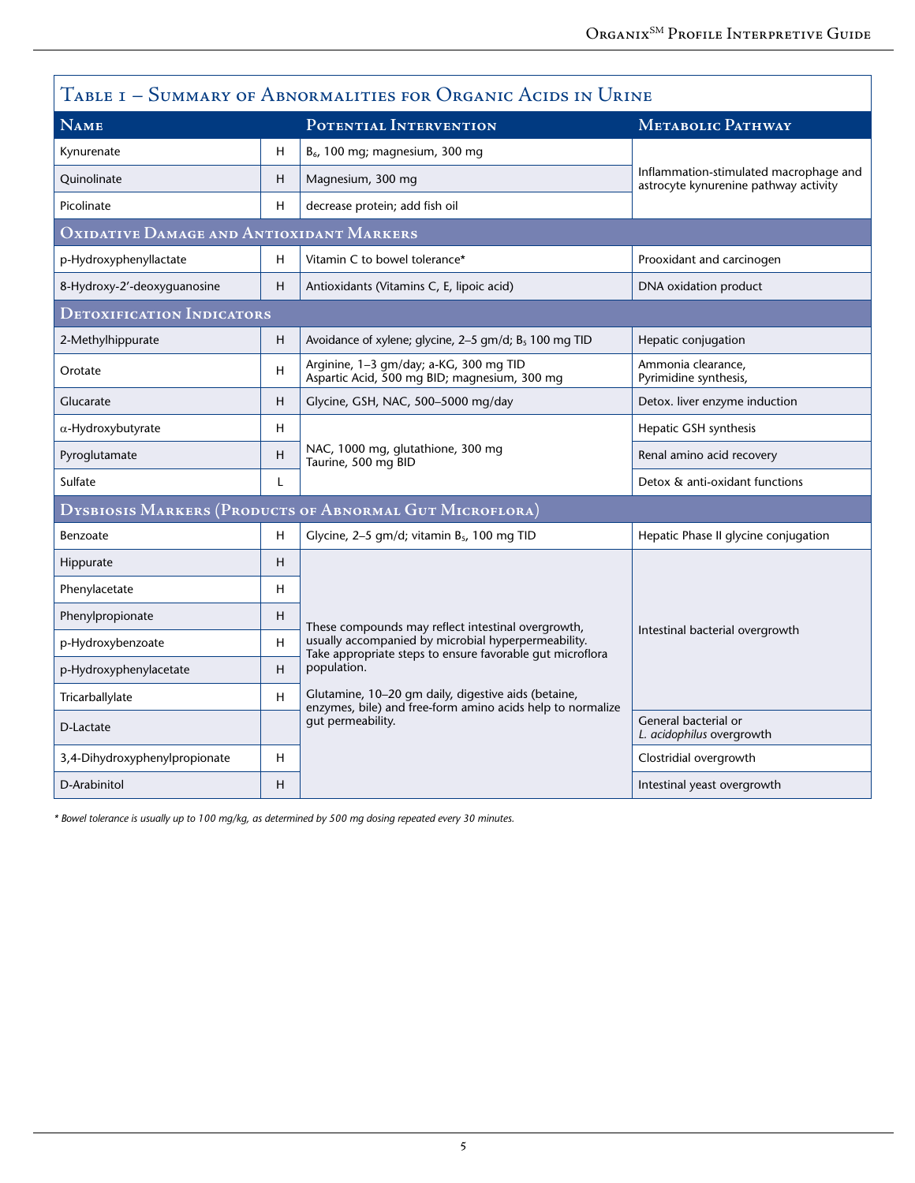## Table 1 – Summary of Abnormalities for Organic Acids in Urine

| Name | | Potential Intervention | Metabolic Pathway |
|---|---|---|---|
| Kynurenate | H | $B_6$, 100 mg; magnesium, 300 mg | Inflammation-stimulated macrophage and astrocyte kynurenine pathway activity |
| Quinolinate | H | Magnesium, 300 mg | |
| Picolinate | H | decrease protein; add fish oil | |
| **Oxidative Damage and Antioxidant Markers** | | | |
| p-Hydroxyphenyllactate | H | Vitamin C to bowel tolerance* | Prooxidant and carcinogen |
| 8-Hydroxy-2′-deoxyguanosine | H | Antioxidants (Vitamins C, E, lipoic acid) | DNA oxidation product |
| **Detoxification Indicators** | | | |
| 2-Methylhippurate | H | Avoidance of xylene; glycine, 2–5 gm/d; $B_5$ 100 mg TID | Hepatic conjugation |
| Orotate | H | Arginine, 1–3 gm/day; a-KG, 300 mg TID Aspartic Acid, 500 mg BID; magnesium, 300 mg | Ammonia clearance, Pyrimidine synthesis, |
| Glucarate | H | Glycine, GSH, NAC, 500–5000 mg/day | Detox. liver enzyme induction |
| α-Hydroxybutyrate | H | NAC, 1000 mg, glutathione, 300 mg Taurine, 500 mg BID | Hepatic GSH synthesis |
| Pyroglutamate | H | | Renal amino acid recovery |
| Sulfate | L | | Detox & anti-oxidant functions |
| **Dysbiosis Markers (Products of Abnormal Gut Microflora)** | | | |
| Benzoate | H | Glycine, 2–5 gm/d; vitamin $B_5$, 100 mg TID | Hepatic Phase II glycine conjugation |
| Hippurate | H | These compounds may reflect intestinal overgrowth, usually accompanied by microbial hyperpermeability. Take appropriate steps to ensure favorable gut microflora population. Glutamine, 10–20 gm daily, digestive aids (betaine, enzymes, bile) and free-form amino acids help to normalize gut permeability. | Intestinal bacterial overgrowth |
| Phenylacetate | H | | |
| Phenylpropionate | H | | |
| p-Hydroxybenzoate | H | | |
| p-Hydroxyphenylacetate | H | | |
| Tricarballylate | H | | |
| D-Lactate | | | General bacterial or *L. acidophilus* overgrowth |
| 3,4-Dihydroxyphenylpropionate | H | | Clostridial overgrowth |
| D-Arabinitol | H | | Intestinal yeast overgrowth |

*\* Bowel tolerance is usually up to 100 mg/kg, as determined by 500 mg dosing repeated every 30 minutes.*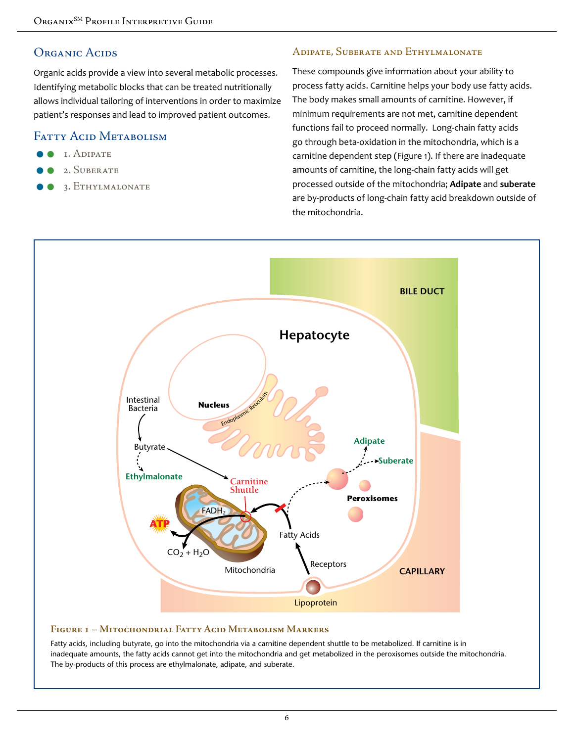## Organic Acids

Organic acids provide a view into several metabolic processes. Identifying metabolic blocks that can be treated nutritionally allows individual tailoring of interventions in order to maximize patient's responses and lead to improved patient outcomes.

## Fatty Acid Metabolism

1. Adipate
2. Suberate
3. Ethylmalonate

### Adipate, Suberate and Ethylmalonate

These compounds give information about your ability to process fatty acids. Carnitine helps your body use fatty acids. The body makes small amounts of carnitine. However, if minimum requirements are not met, carnitine dependent functions fail to proceed normally. Long-chain fatty acids go through beta-oxidation in the mitochondria, which is a carnitine dependent step (Figure 1). If there are inadequate amounts of carnitine, the long-chain fatty acids will get processed outside of the mitochondria; **Adipate** and **suberate** are by-products of long-chain fatty acid breakdown outside of the mitochondria.

**Figure 1 – Mitochondrial Fatty Acid Metabolism Markers**

Fatty acids, including butyrate, go into the mitochondria via a carnitine dependent shuttle to be metabolized. If carnitine is in inadequate amounts, the fatty acids cannot get into the mitochondria and get metabolized in the peroxisomes outside the mitochondria. The by-products of this process are ethylmalonate, adipate, and suberate.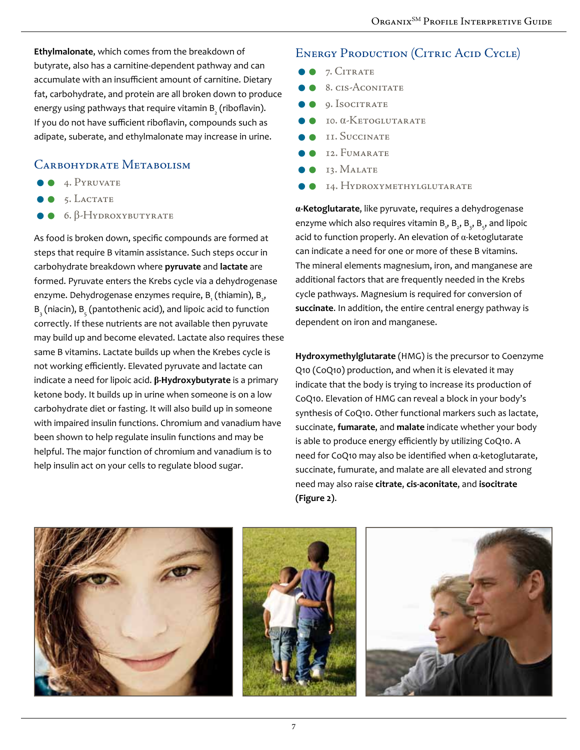**Ethylmalonate**, which comes from the breakdown of butyrate, also has a carnitine-dependent pathway and can accumulate with an insufficient amount of carnitine. Dietary fat, carbohydrate, and protein are all broken down to produce energy using pathways that require vitamin $B_2$ (riboflavin). If you do not have sufficient riboflavin, compounds such as adipate, suberate, and ethylmalonate may increase in urine.

## Carbohydrate Metabolism

- 4. Pyruvate
- 5. Lactate
- 6. β-Hydroxybutyrate

As food is broken down, specific compounds are formed at steps that require B vitamin assistance. Such steps occur in carbohydrate breakdown where **pyruvate** and **lactate** are formed. Pyruvate enters the Krebs cycle via a dehydrogenase enzyme. Dehydrogenase enzymes require, $B_1$ (thiamin), $B_2$, $B_3$ (niacin), $B_5$ (pantothenic acid), and lipoic acid to function correctly. If these nutrients are not available then pyruvate may build up and become elevated. Lactate also requires these same B vitamins. Lactate builds up when the Krebes cycle is not working efficiently. Elevated pyruvate and lactate can indicate a need for lipoic acid. **β-Hydroxybutyrate** is a primary ketone body. It builds up in urine when someone is on a low carbohydrate diet or fasting. It will also build up in someone with impaired insulin functions. Chromium and vanadium have been shown to help regulate insulin functions and may be helpful. The major function of chromium and vanadium is to help insulin act on your cells to regulate blood sugar.

## Energy Production (Citric Acid Cycle)

- 7. Citrate
- 8. cis-Aconitate
- 9. Isocitrate
- 10. α-Ketoglutarate
- 11. Succinate
- 12. Fumarate
- 13. Malate
- 14. Hydroxymethylglutarate

**α-Ketoglutarate**, like pyruvate, requires a dehydrogenase enzyme which also requires vitamin $B_1$, $B_2$, $B_3$, $B_5$, and lipoic acid to function properly. An elevation of α-ketoglutarate can indicate a need for one or more of these B vitamins. The mineral elements magnesium, iron, and manganese are additional factors that are frequently needed in the Krebs cycle pathways. Magnesium is required for conversion of **succinate**. In addition, the entire central energy pathway is dependent on iron and manganese.

**Hydroxymethylglutarate** (HMG) is the precursor to Coenzyme Q10 (CoQ10) production, and when it is elevated it may indicate that the body is trying to increase its production of CoQ10. Elevation of HMG can reveal a block in your body's synthesis of CoQ10. Other functional markers such as lactate, succinate, **fumarate**, and **malate** indicate whether your body is able to produce energy efficiently by utilizing CoQ10. A need for CoQ10 may also be identified when α-ketoglutarate, succinate, fumurate, and malate are all elevated and strong need may also raise **citrate**, **cis-aconitate**, and **isocitrate** **(Figure 2)**.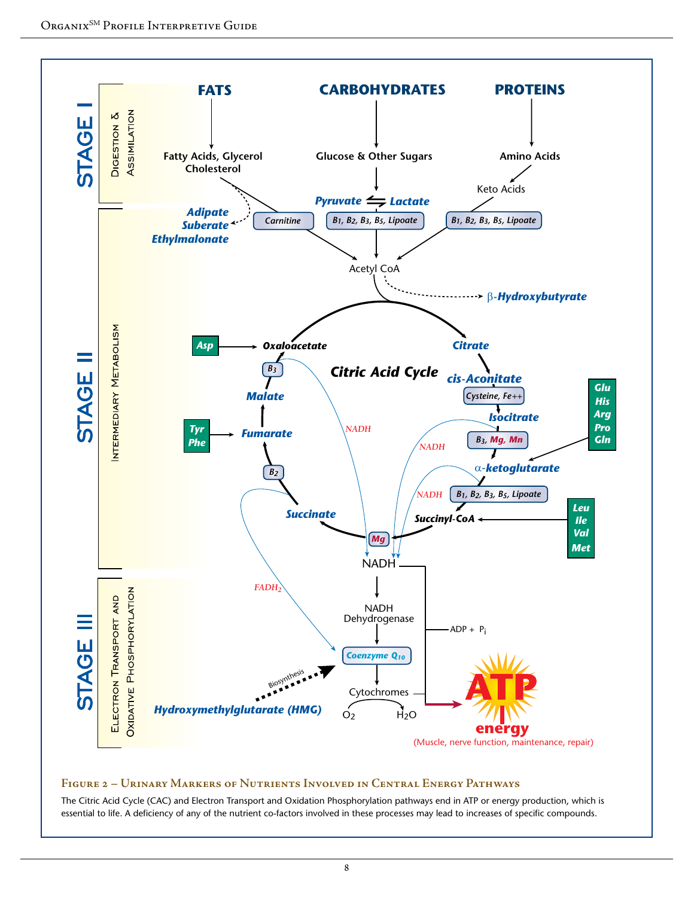**Figure 2 – Urinary Markers of Nutrients Involved in Central Energy Pathways**

The Citric Acid Cycle (CAC) and Electron Transport and Oxidation Phosphorylation pathways end in ATP or energy production, which is essential to life. A deficiency of any of the nutrient co-factors involved in these processes may lead to increases of specific compounds.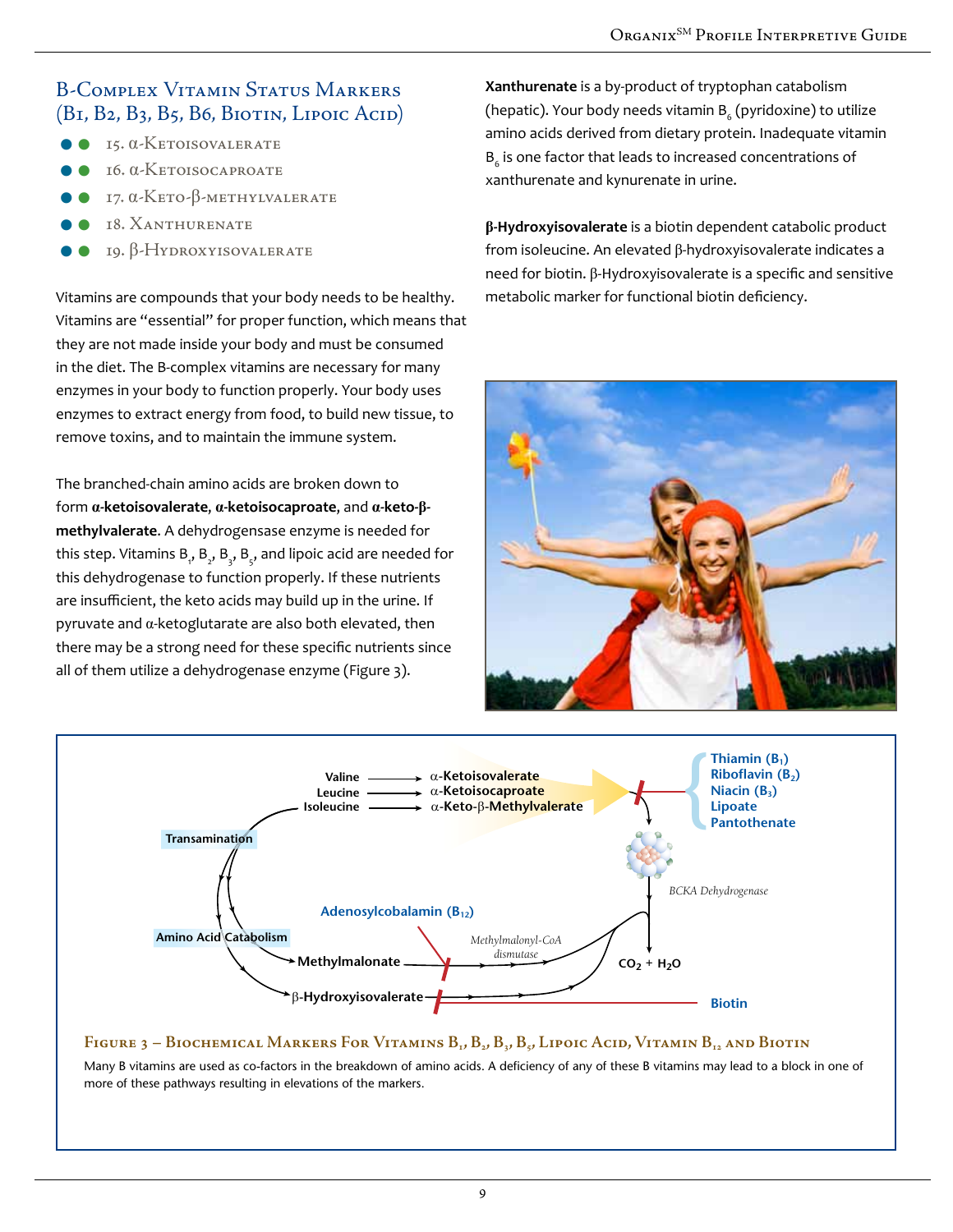## B-Complex Vitamin Status Markers (B1, B2, B3, B5, B6, Biotin, Lipoic Acid)

- 15. α-Ketoisovalerate
- 16. α-Ketoisocaproate
- 17. α-Keto-β-methylvalerate
- 18. Xanthurenate
- 19. β-Hydroxyisovalerate

Vitamins are compounds that your body needs to be healthy. Vitamins are "essential" for proper function, which means that they are not made inside your body and must be consumed in the diet. The B-complex vitamins are necessary for many enzymes in your body to function properly. Your body uses enzymes to extract energy from food, to build new tissue, to remove toxins, and to maintain the immune system.

The branched-chain amino acids are broken down to form **α-ketoisovalerate**, **α-ketoisocaproate**, and **α-keto-β-methylvalerate**. A dehydrogensase enzyme is needed for this step. Vitamins $B_1$, $B_2$, $B_3$, $B_5$, and lipoic acid are needed for this dehydrogenase to function properly. If these nutrients are insufficient, the keto acids may build up in the urine. If pyruvate and α-ketoglutarate are also both elevated, then there may be a strong need for these specific nutrients since all of them utilize a dehydrogenase enzyme (Figure 3).

**Xanthurenate** is a by-product of tryptophan catabolism (hepatic). Your body needs vitamin $B_6$ (pyridoxine) to utilize amino acids derived from dietary protein. Inadequate vitamin $B_6$ is one factor that leads to increased concentrations of xanthurenate and kynurenate in urine.

**β-Hydroxyisovalerate** is a biotin dependent catabolic product from isoleucine. An elevated β-hydroxyisovalerate indicates a need for biotin. β-Hydroxyisovalerate is a specific and sensitive metabolic marker for functional biotin deficiency.

**Figure 3 – Biochemical Markers For Vitamins $B_1$, $B_2$, $B_3$, $B_5$, Lipoic Acid, Vitamin $B_{12}$ and Biotin**

Many B vitamins are used as co-factors in the breakdown of amino acids. A deficiency of any of these B vitamins may lead to a block in one of more of these pathways resulting in elevations of the markers.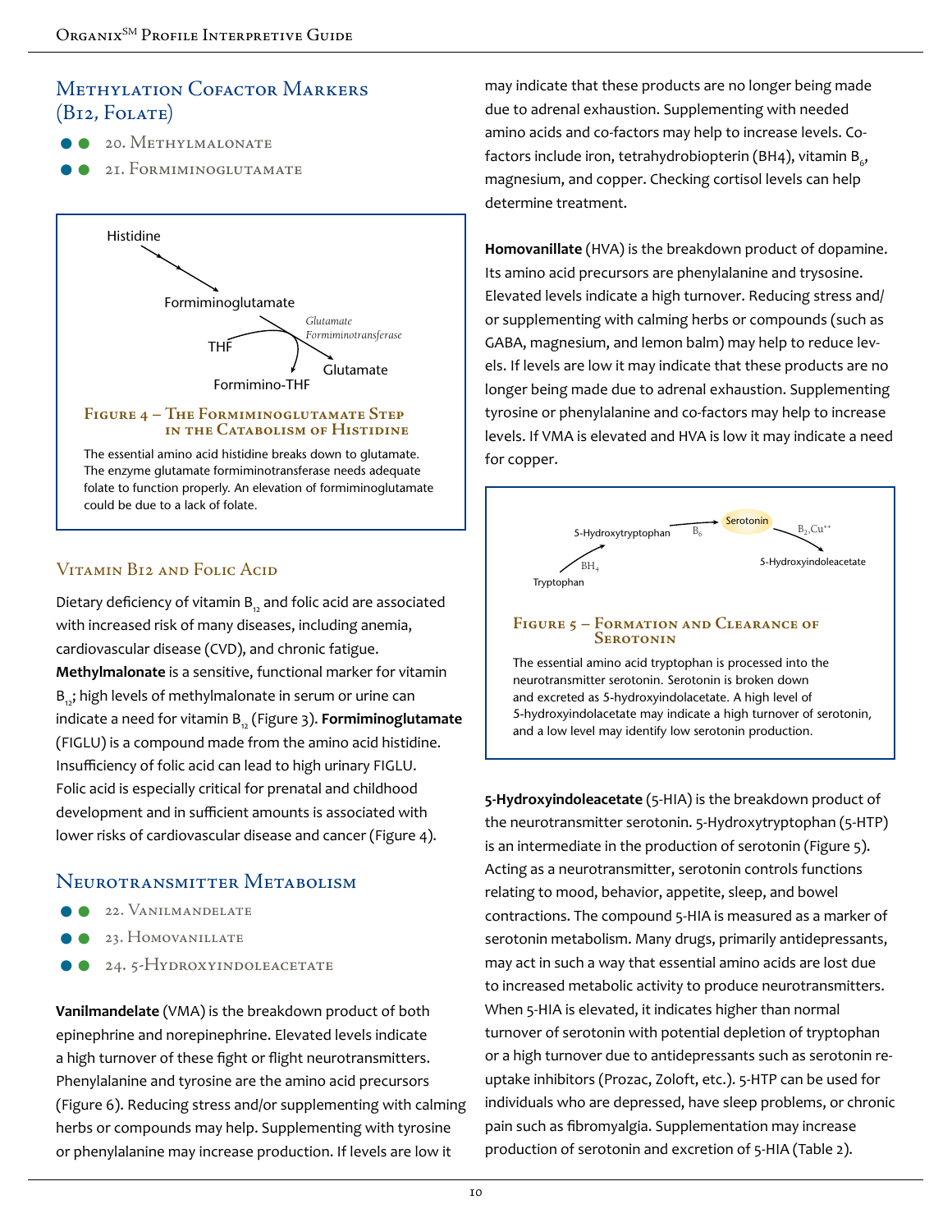## Methylation Cofactor Markers (B12, Folate)

- 20. Methylmalonate
- 21. Formiminoglutamate

Histidine

Formiminoglutamate

*Glutamate Formiminotransferase*

THF

Glutamate

Formimino-THF

**Figure 4 – The Formiminoglutamate Step in the Catabolism of Histidine**

The essential amino acid histidine breaks down to glutamate. The enzyme glutamate formiminotransferase needs adequate folate to function properly. An elevation of formiminoglutamate could be due to a lack of folate.

### Vitamin B12 and Folic Acid

Dietary deficiency of vitamin $B_{12}$ and folic acid are associated with increased risk of many diseases, including anemia, cardiovascular disease (CVD), and chronic fatigue. **Methylmalonate** is a sensitive, functional marker for vitamin $B_{12}$; high levels of methylmalonate in serum or urine can indicate a need for vitamin $B_{12}$ (Figure 3). **Formiminoglutamate** (FIGLU) is a compound made from the amino acid histidine. Insufficiency of folic acid can lead to high urinary FIGLU. Folic acid is especially critical for prenatal and childhood development and in sufficient amounts is associated with lower risks of cardiovascular disease and cancer (Figure 4).

## Neurotransmitter Metabolism

- 22. Vanilmandelate
- 23. Homovanillate
- 24. 5-Hydroxyindoleacetate

**Vanilmandelate** (VMA) is the breakdown product of both epinephrine and norepinephrine. Elevated levels indicate a high turnover of these fight or flight neurotransmitters. Phenylalanine and tyrosine are the amino acid precursors (Figure 6). Reducing stress and/or supplementing with calming herbs or compounds may help. Supplementing with tyrosine or phenylalanine may increase production. If levels are low it may indicate that these products are no longer being made due to adrenal exhaustion. Supplementing with needed amino acids and co-factors may help to increase levels. Co-factors include iron, tetrahydrobiopterin (BH4), vitamin $B_6$, magnesium, and copper. Checking cortisol levels can help determine treatment.

**Homovanillate** (HVA) is the breakdown product of dopamine. Its amino acid precursors are phenylalanine and trysosine. Elevated levels indicate a high turnover. Reducing stress and/or supplementing with calming herbs or compounds (such as GABA, magnesium, and lemon balm) may help to reduce levels. If levels are low it may indicate that these products are no longer being made due to adrenal exhaustion. Supplementing tyrosine or phenylalanine and co-factors may help to increase levels. If VMA is elevated and HVA is low it may indicate a need for copper.

Tryptophan → ($BH_4$) → 5-Hydroxytryptophan → ($B_6$) → Serotonin → ($B_2$, $Cu^{++}$) → 5-Hydroxyindoleacetate

**Figure 5 – Formation and Clearance of Serotonin**

The essential amino acid tryptophan is processed into the neurotransmitter serotonin. Serotonin is broken down and excreted as 5-hydroxyindolacetate. A high level of 5-hydroxyindolacetate may indicate a high turnover of serotonin, and a low level may identify low serotonin production.

**5-Hydroxyindoleacetate** (5-HIA) is the breakdown product of the neurotransmitter serotonin. 5-Hydroxytryptophan (5-HTP) is an intermediate in the production of serotonin (Figure 5). Acting as a neurotransmitter, serotonin controls functions relating to mood, behavior, appetite, sleep, and bowel contractions. The compound 5-HIA is measured as a marker of serotonin metabolism. Many drugs, primarily antidepressants, may act in such a way that essential amino acids are lost due to increased metabolic activity to produce neurotransmitters. When 5-HIA is elevated, it indicates higher than normal turnover of serotonin with potential depletion of tryptophan or a high turnover due to antidepressants such as serotonin re-uptake inhibitors (Prozac, Zoloft, etc.). 5-HTP can be used for individuals who are depressed, have sleep problems, or chronic pain such as fibromyalgia. Supplementation may increase production of serotonin and excretion of 5-HIA (Table 2).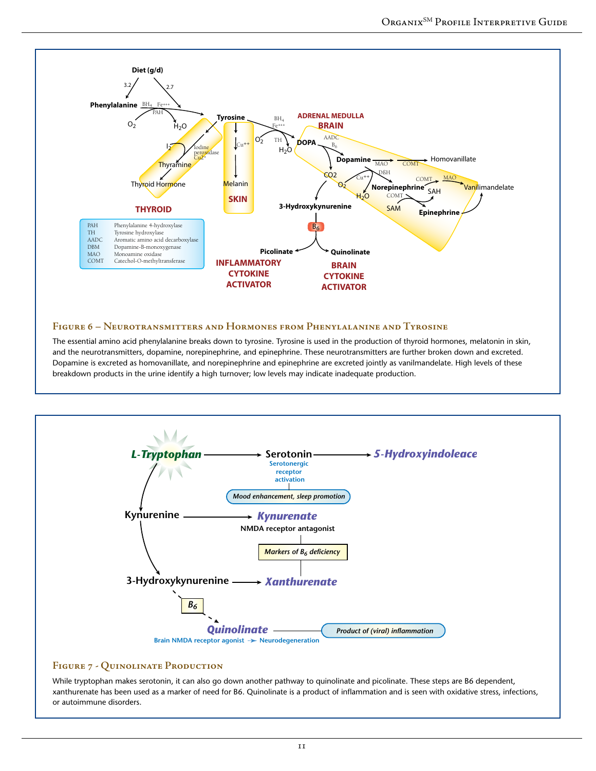| | |
|---|---|
| PAH | Phenylalanine 4-hydroxylase |
| TH | Tyrosine hydroxylase |
| AADC | Aromatic amino acid decarboxylase |
| DBM | Dopamine-B-monoxygenase |
| MAO | Monoamine oxidase |
| COMT | Catechol-O-methyltransferase |

### Figure 6 – Neurotransmitters and Hormones from Phenylalanine and Tyrosine

The essential amino acid phenylalanine breaks down to tyrosine. Tyrosine is used in the production of thyroid hormones, melatonin in skin, and the neurotransmitters, dopamine, norepinephrine, and epinephrine. These neurotransmitters are further broken down and excreted. Dopamine is excreted as homovanillate, and norepinephrine and epinephrine are excreted jointly as vanilmandelate. High levels of these breakdown products in the urine identify a high turnover; low levels may indicate inadequate production.

### Figure 7 - Quinolinate Production

While tryptophan makes serotonin, it can also go down another pathway to quinolinate and picolinate. These steps are B6 dependent, xanthurenate has been used as a marker of need for B6. Quinolinate is a product of inflammation and is seen with oxidative stress, infections, or autoimmune disorders.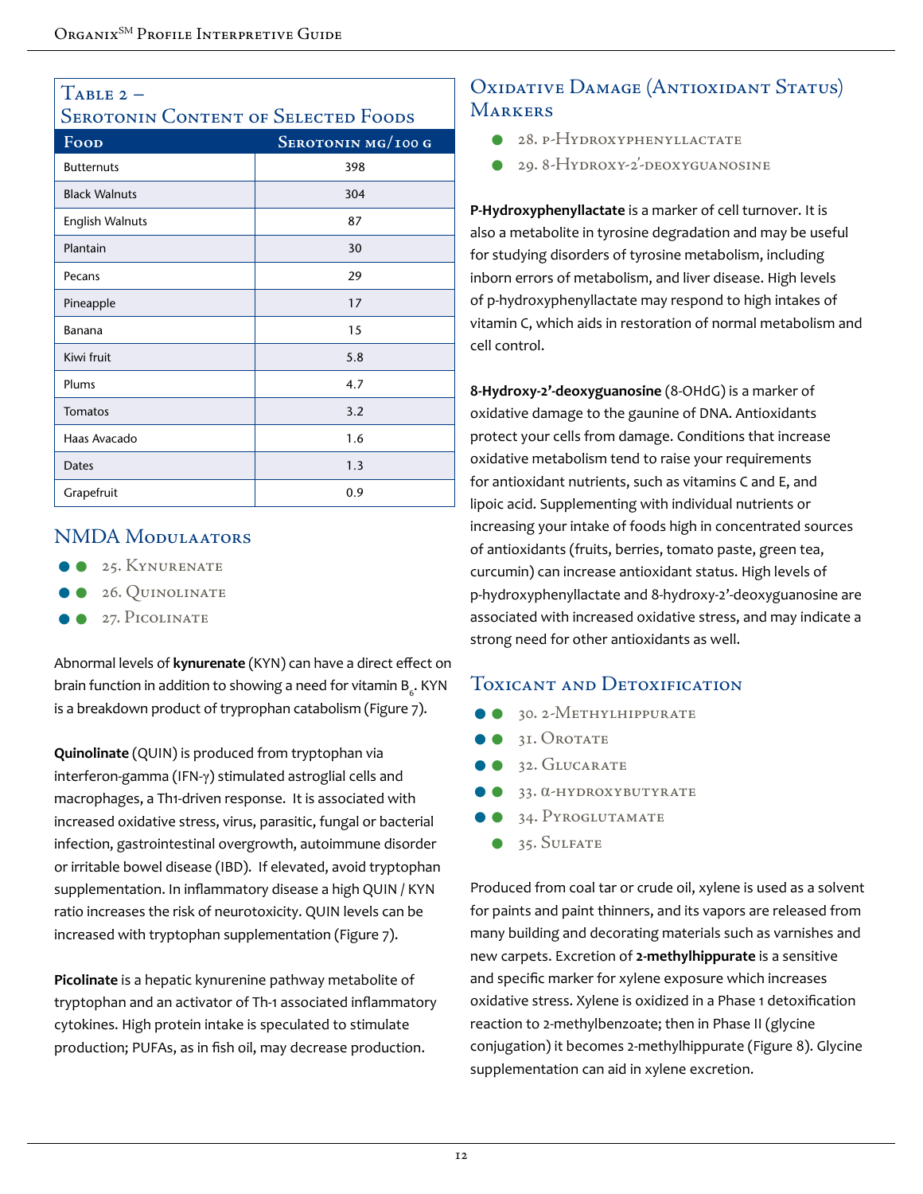## Table 2 – Serotonin Content of Selected Foods

| Food | Serotonin mg/100 g |
|---|---|
| Butternuts | 398 |
| Black Walnuts | 304 |
| English Walnuts | 87 |
| Plantain | 30 |
| Pecans | 29 |
| Pineapple | 17 |
| Banana | 15 |
| Kiwi fruit | 5.8 |
| Plums | 4.7 |
| Tomatos | 3.2 |
| Haas Avacado | 1.6 |
| Dates | 1.3 |
| Grapefruit | 0.9 |

## NMDA Modulaators

- 25. Kynurenate
- 26. Quinolinate
- 27. Picolinate

Abnormal levels of **kynurenate** (KYN) can have a direct effect on brain function in addition to showing a need for vitamin $B_6$. KYN is a breakdown product of tryprophan catabolism (Figure 7).

**Quinolinate** (QUIN) is produced from tryptophan via interferon-gamma (IFN-γ) stimulated astroglial cells and macrophages, a Th1-driven response. It is associated with increased oxidative stress, virus, parasitic, fungal or bacterial infection, gastrointestinal overgrowth, autoimmune disorder or irritable bowel disease (IBD). If elevated, avoid tryptophan supplementation. In inflammatory disease a high QUIN / KYN ratio increases the risk of neurotoxicity. QUIN levels can be increased with tryptophan supplementation (Figure 7).

**Picolinate** is a hepatic kynurenine pathway metabolite of tryptophan and an activator of Th-1 associated inflammatory cytokines. High protein intake is speculated to stimulate production; PUFAs, as in fish oil, may decrease production.

## Oxidative Damage (Antioxidant Status) Markers

- 28. p-Hydroxyphenyllactate
- 29. 8-Hydroxy-2'-deoxyguanosine

**P-Hydroxyphenyllactate** is a marker of cell turnover. It is also a metabolite in tyrosine degradation and may be useful for studying disorders of tyrosine metabolism, including inborn errors of metabolism, and liver disease. High levels of p-hydroxyphenyllactate may respond to high intakes of vitamin C, which aids in restoration of normal metabolism and cell control.

**8-Hydroxy-2'-deoxyguanosine** (8-OHdG) is a marker of oxidative damage to the gaunine of DNA. Antioxidants protect your cells from damage. Conditions that increase oxidative metabolism tend to raise your requirements for antioxidant nutrients, such as vitamins C and E, and lipoic acid. Supplementing with individual nutrients or increasing your intake of foods high in concentrated sources of antioxidants (fruits, berries, tomato paste, green tea, curcumin) can increase antioxidant status. High levels of p-hydroxyphenyllactate and 8-hydroxy-2'-deoxyguanosine are associated with increased oxidative stress, and may indicate a strong need for other antioxidants as well.

## Toxicant and Detoxification

- 30. 2-Methylhippurate
- 31. Orotate
- 32. Glucarate
- 33. α-hydroxybutyrate
- 34. Pyroglutamate
- 35. Sulfate

Produced from coal tar or crude oil, xylene is used as a solvent for paints and paint thinners, and its vapors are released from many building and decorating materials such as varnishes and new carpets. Excretion of **2-methylhippurate** is a sensitive and specific marker for xylene exposure which increases oxidative stress. Xylene is oxidized in a Phase 1 detoxification reaction to 2-methylbenzoate; then in Phase II (glycine conjugation) it becomes 2-methylhippurate (Figure 8). Glycine supplementation can aid in xylene excretion.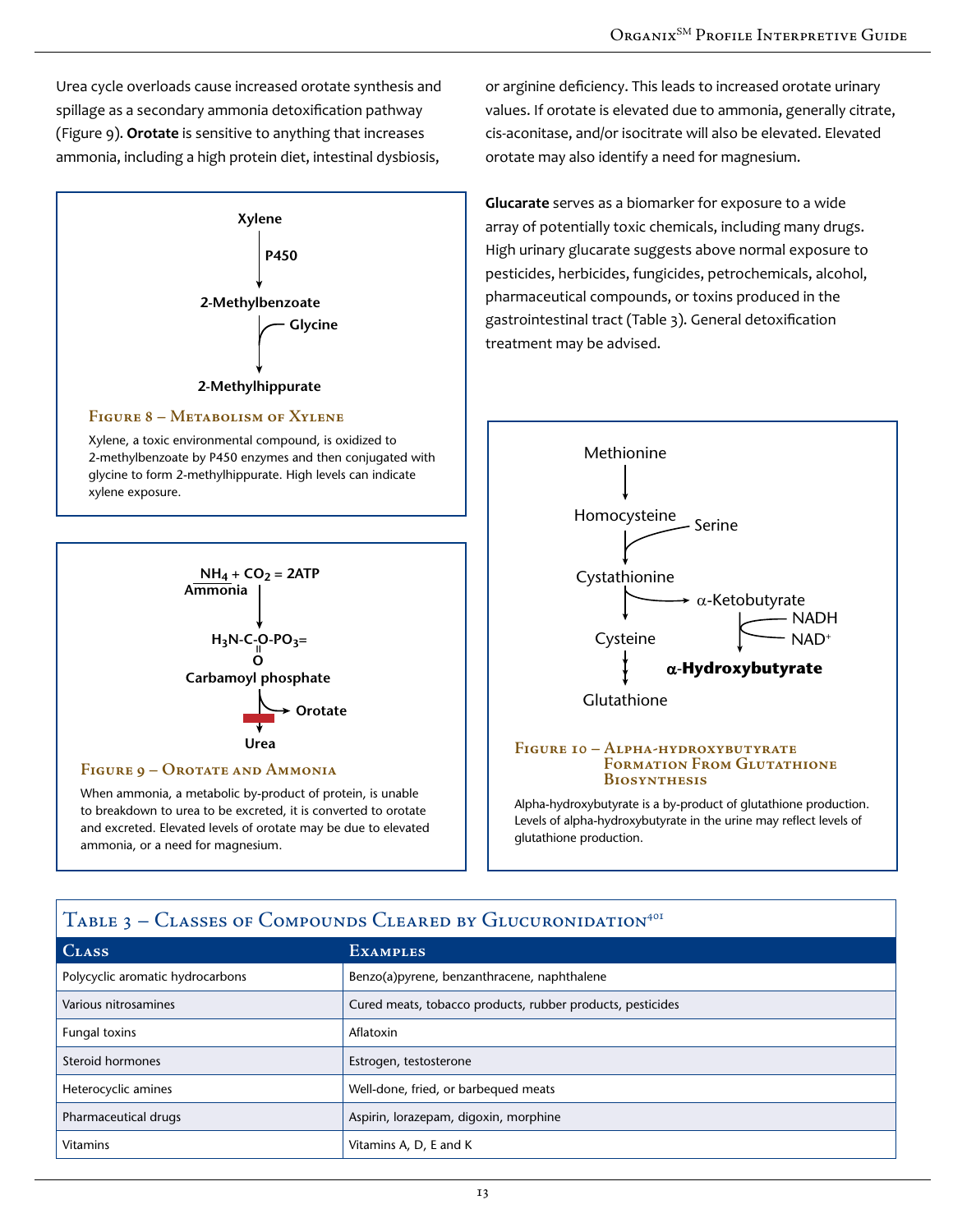Urea cycle overloads cause increased orotate synthesis and spillage as a secondary ammonia detoxification pathway (Figure 9). **Orotate** is sensitive to anything that increases ammonia, including a high protein diet, intestinal dysbiosis, or arginine deficiency. This leads to increased orotate urinary values. If orotate is elevated due to ammonia, generally citrate, cis-aconitase, and/or isocitrate will also be elevated. Elevated orotate may also identify a need for magnesium.

**Glucarate** serves as a biomarker for exposure to a wide array of potentially toxic chemicals, including many drugs. High urinary glucarate suggests above normal exposure to pesticides, herbicides, fungicides, petrochemicals, alcohol, pharmaceutical compounds, or toxins produced in the gastrointestinal tract (Table 3). General detoxification treatment may be advised.

**Xylene** → (P450) → **2-Methylbenzoate** → (+ Glycine) → **2-Methylhippurate**

### Figure 8 – Metabolism of Xylene

Xylene, a toxic environmental compound, is oxidized to 2-methylbenzoate by P450 enzymes and then conjugated with glycine to form 2-methylhippurate. High levels can indicate xylene exposure.

$NH_4 + CO_2 = 2ATP$ (Ammonia) → $H_3N\text{-}C(=O)\text{-}O\text{-}PO_3^{=}$ (Carbamoyl phosphate) → Orotate; (blocked) → Urea

### Figure 9 – Orotate and Ammonia

When ammonia, a metabolic by-product of protein, is unable to breakdown to urea to be excreted, it is converted to orotate and excreted. Elevated levels of orotate may be due to elevated ammonia, or a need for magnesium.

Methionine → Homocysteine → (+ Serine) → Cystathionine → α-Ketobutyrate → (NADH → NAD⁺) → **α-Hydroxybutyrate**

Cystathionine → Cysteine → Glutathione

### Figure 10 – Alpha-hydroxybutyrate Formation From Glutathione Biosynthesis

Alpha-hydroxybutyrate is a by-product of glutathione production. Levels of alpha-hydroxybutyrate in the urine may reflect levels of glutathione production.

### Table 3 – Classes of Compounds Cleared by Glucuronidation[401]

| Class | Examples |
|---|---|
| Polycyclic aromatic hydrocarbons | Benzo(a)pyrene, benzanthracene, naphthalene |
| Various nitrosamines | Cured meats, tobacco products, rubber products, pesticides |
| Fungal toxins | Aflatoxin |
| Steroid hormones | Estrogen, testosterone |
| Heterocyclic amines | Well-done, fried, or barbequed meats |
| Pharmaceutical drugs | Aspirin, lorazepam, digoxin, morphine |
| Vitamins | Vitamins A, D, E and K |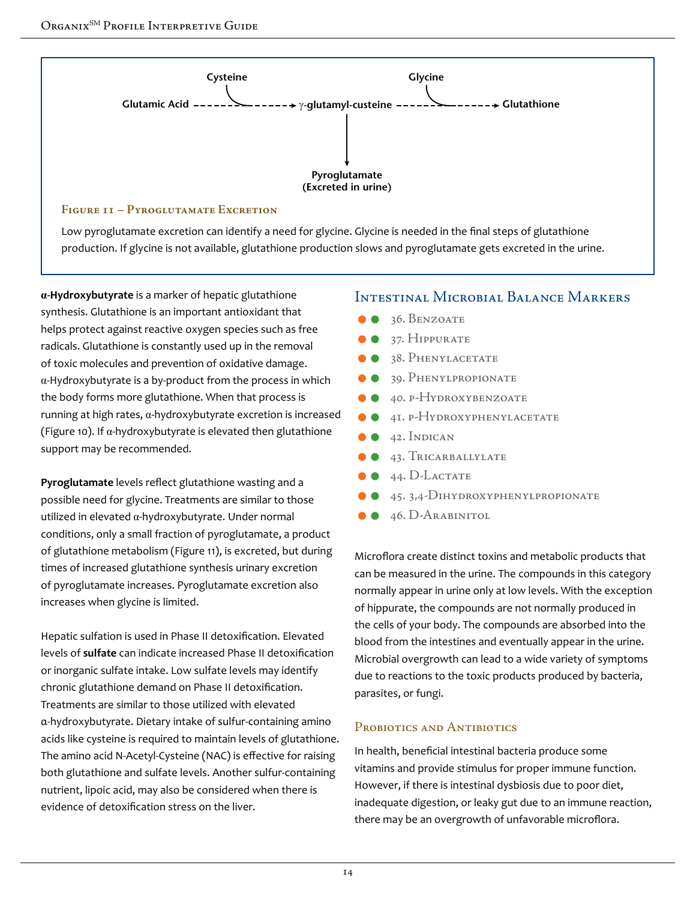Cysteine

Glycine

Glutamic Acid - - - - - - - - - - - - → γ-glutamyl-custeine - - - - - - - - - - - - → Glutathione

↓

Pyroglutamate
(Excreted in urine)

**Figure 11 – Pyroglutamate Excretion**

Low pyroglutamate excretion can identify a need for glycine. Glycine is needed in the final steps of glutathione production. If glycine is not available, glutathione production slows and pyroglutamate gets excreted in the urine.

**α-Hydroxybutyrate** is a marker of hepatic glutathione synthesis. Glutathione is an important antioxidant that helps protect against reactive oxygen species such as free radicals. Glutathione is constantly used up in the removal of toxic molecules and prevention of oxidative damage. α-Hydroxybutyrate is a by-product from the process in which the body forms more glutathione. When that process is running at high rates, α-hydroxybutyrate excretion is increased (Figure 10). If α-hydroxybutyrate is elevated then glutathione support may be recommended.

**Pyroglutamate** levels reflect glutathione wasting and a possible need for glycine. Treatments are similar to those utilized in elevated α-hydroxybutyrate. Under normal conditions, only a small fraction of pyroglutamate, a product of glutathione metabolism (Figure 11), is excreted, but during times of increased glutathione synthesis urinary excretion of pyroglutamate increases. Pyroglutamate excretion also increases when glycine is limited.

Hepatic sulfation is used in Phase II detoxification. Elevated levels of **sulfate** can indicate increased Phase II detoxification or inorganic sulfate intake. Low sulfate levels may identify chronic glutathione demand on Phase II detoxification. Treatments are similar to those utilized with elevated α-hydroxybutyrate. Dietary intake of sulfur-containing amino acids like cysteine is required to maintain levels of glutathione. The amino acid N-Acetyl-Cysteine (NAC) is effective for raising both glutathione and sulfate levels. Another sulfur-containing nutrient, lipoic acid, may also be considered when there is evidence of detoxification stress on the liver.

## Intestinal Microbial Balance Markers

- 36. Benzoate
- 37. Hippurate
- 38. Phenylacetate
- 39. Phenylpropionate
- 40. p-Hydroxybenzoate
- 41. p-Hydroxyphenylacetate
- 42. Indican
- 43. Tricarballylate
- 44. D-Lactate
- 45. 3,4-Dihydroxyphenylpropionate
- 46. D-Arabinitol

Microflora create distinct toxins and metabolic products that can be measured in the urine. The compounds in this category normally appear in urine only at low levels. With the exception of hippurate, the compounds are not normally produced in the cells of your body. The compounds are absorbed into the blood from the intestines and eventually appear in the urine. Microbial overgrowth can lead to a wide variety of symptoms due to reactions to the toxic products produced by bacteria, parasites, or fungi.

### Probiotics and Antibiotics

In health, beneficial intestinal bacteria produce some vitamins and provide stimulus for proper immune function. However, if there is intestinal dysbiosis due to poor diet, inadequate digestion, or leaky gut due to an immune reaction, there may be an overgrowth of unfavorable microflora.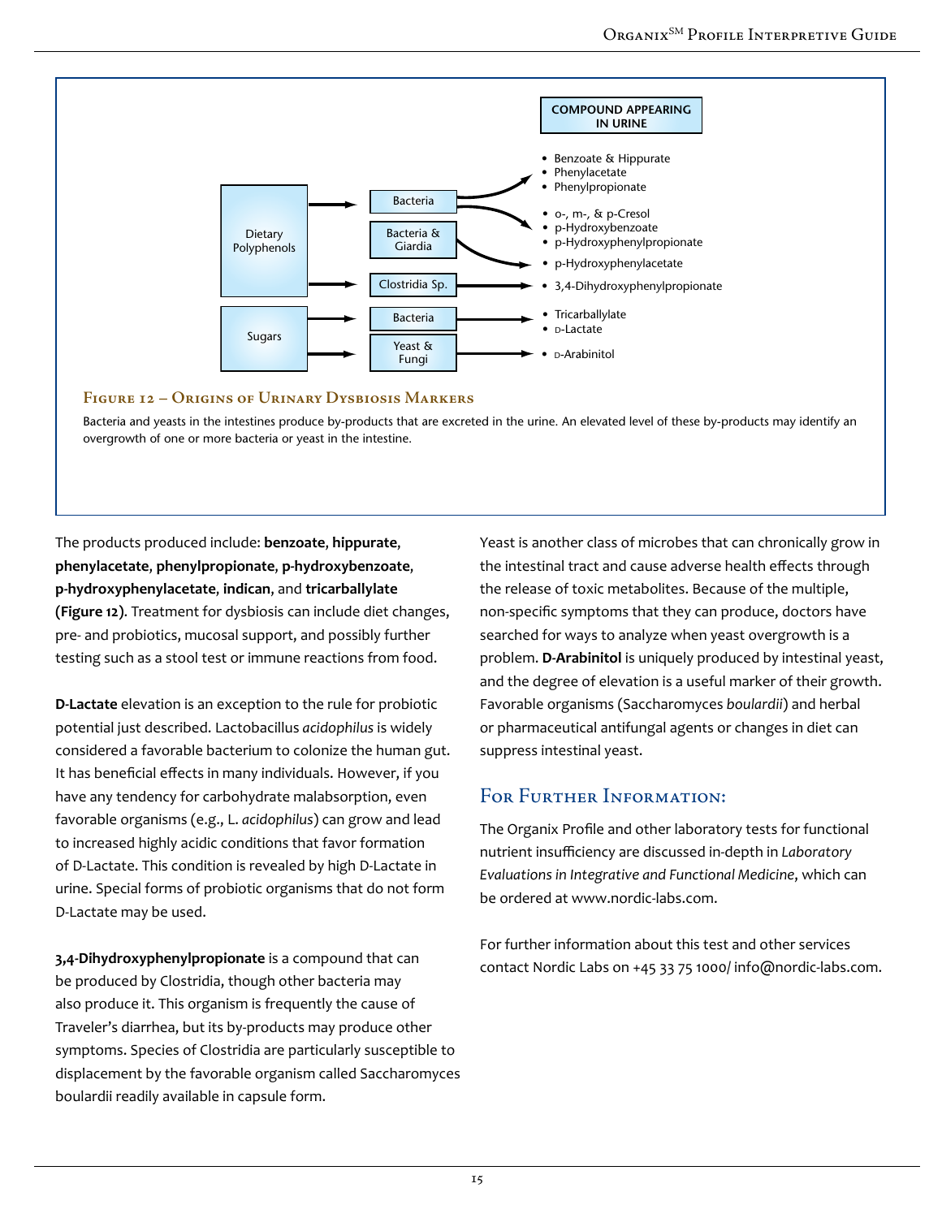COMPOUND APPEARING IN URINE

Dietary Polyphenols

Sugars

Bacteria

Bacteria & Giardia

Clostridia Sp.

Bacteria

Yeast & Fungi

- Benzoate & Hippurate
- Phenylacetate
- Phenylpropionate
- o-, m-, & p-Cresol
- p-Hydroxybenzoate
- p-Hydroxyphenylpropionate
- p-Hydroxyphenylacetate
- 3,4-Dihydroxyphenylpropionate
- Tricarballylate
- D-Lactate
- D-Arabinitol

**Figure 12 – Origins of Urinary Dysbiosis Markers**

Bacteria and yeasts in the intestines produce by-products that are excreted in the urine. An elevated level of these by-products may identify an overgrowth of one or more bacteria or yeast in the intestine.

The products produced include: **benzoate**, **hippurate**, **phenylacetate**, **phenylpropionate**, **p-hydroxybenzoate**, **p-hydroxyphenylacetate**, **indican**, and **tricarballylate (Figure 12)**. Treatment for dysbiosis can include diet changes, pre- and probiotics, mucosal support, and possibly further testing such as a stool test or immune reactions from food.

**D-Lactate** elevation is an exception to the rule for probiotic potential just described. Lactobacillus *acidophilus* is widely considered a favorable bacterium to colonize the human gut. It has beneficial effects in many individuals. However, if you have any tendency for carbohydrate malabsorption, even favorable organisms (e.g., L. *acidophilus*) can grow and lead to increased highly acidic conditions that favor formation of D-Lactate. This condition is revealed by high D-Lactate in urine. Special forms of probiotic organisms that do not form D-Lactate may be used.

**3,4-Dihydroxyphenylpropionate** is a compound that can be produced by Clostridia, though other bacteria may also produce it. This organism is frequently the cause of Traveler's diarrhea, but its by-products may produce other symptoms. Species of Clostridia are particularly susceptible to displacement by the favorable organism called Saccharomyces boulardii readily available in capsule form.

Yeast is another class of microbes that can chronically grow in the intestinal tract and cause adverse health effects through the release of toxic metabolites. Because of the multiple, non-specific symptoms that they can produce, doctors have searched for ways to analyze when yeast overgrowth is a problem. **D-Arabinitol** is uniquely produced by intestinal yeast, and the degree of elevation is a useful marker of their growth. Favorable organisms (Saccharomyces *boulardii*) and herbal or pharmaceutical antifungal agents or changes in diet can suppress intestinal yeast.

## For Further Information:

The Organix Profile and other laboratory tests for functional nutrient insufficiency are discussed in-depth in *Laboratory Evaluations in Integrative and Functional Medicine*, which can be ordered at www.nordic-labs.com.

For further information about this test and other services contact Nordic Labs on +45 33 75 1000/ info@nordic-labs.com.